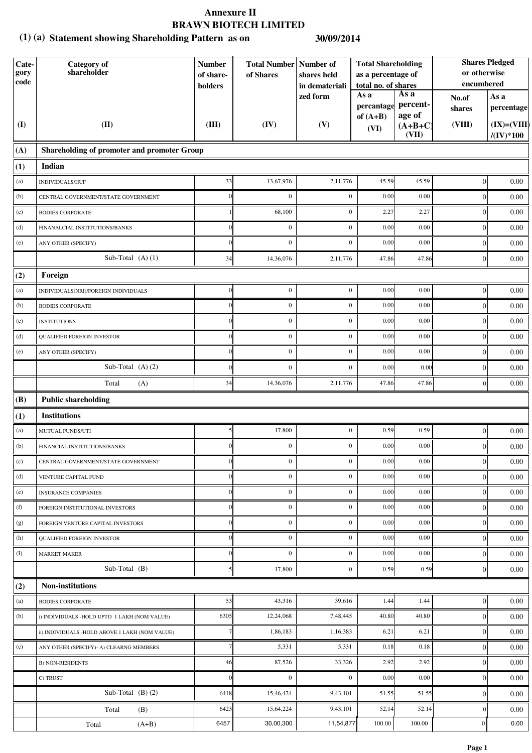# Annexure II

# BRAWN BIOTECH LIMITED

## (1) (a) Statement showing Shareholding Pattern as on 30/09/2014

| Category code | Category of shareholder | Number of share-holders | Total Number of Shares | Number of shares held in dematerialized form | Total Shareholding as a percentage of total no. of shares | | Shares Pledged or otherwise encumbered | |
|---|---|---|---|---|---|---|---|---|
| | | | | | As a percantage of (A+B) | As a percent-age of (A+B+C) | No.of shares | As a percentage |
| (I) | (II) | (III) | (IV) | (V) | (VI) | (VII) | (VIII) | (IX)=(VIII)/(IV)*100 |
| **(A)** | **Shareholding of promoter and promoter Group** | | | | | | | |
| **(1)** | **Indian** | | | | | | | |
| (a) | INDIVIDUALS/HUF | 33 | 13,67,976 | 2,11,776 | 45.59 | 45.59 | 0 | 0.00 |
| (b) | CENTRAL GOVERNMENT/STATE GOVERNMENT | 0 | 0 | 0 | 0.00 | 0.00 | 0 | 0.00 |
| (c) | BODIES CORPORATE | 1 | 68,100 | 0 | 2.27 | 2.27 | 0 | 0.00 |
| (d) | FINANALCIAL INSTITUTIONS/BANKS | 0 | 0 | 0 | 0.00 | 0.00 | 0 | 0.00 |
| (e) | ANY OTHER (SPECIFY) | 0 | 0 | 0 | 0.00 | 0.00 | 0 | 0.00 |
| | Sub-Total (A) (1) | 34 | 14,36,076 | 2,11,776 | 47.86 | 47.86 | 0 | 0.00 |
| **(2)** | **Foreign** | | | | | | | |
| (a) | INDIVIDUALS(NRI)/FOREIGN INDIVIDUALS | 0 | 0 | 0 | 0.00 | 0.00 | 0 | 0.00 |
| (b) | BODIES CORPORATE | 0 | 0 | 0 | 0.00 | 0.00 | 0 | 0.00 |
| (c) | INSTITUTIONS | 0 | 0 | 0 | 0.00 | 0.00 | 0 | 0.00 |
| (d) | QUALIFIED FOREIGN INVESTOR | 0 | 0 | 0 | 0.00 | 0.00 | 0 | 0.00 |
| (e) | ANY OTHER (SPECIFY) | 0 | 0 | 0 | 0.00 | 0.00 | 0 | 0.00 |
| | Sub-Total (A) (2) | 0 | 0 | 0 | 0.00 | 0.00 | 0 | 0.00 |
| | Total (A) | 34 | 14,36,076 | 2,11,776 | 47.86 | 47.86 | 0 | 0.00 |
| **(B)** | **Public shareholding** | | | | | | | |
| **(1)** | **Institutions** | | | | | | | |
| (a) | MUTUAL FUNDS/UTI | 5 | 17,800 | 0 | 0.59 | 0.59 | 0 | 0.00 |
| (b) | FINANCIAL INSTITUTIONS/BANKS | 0 | 0 | 0 | 0.00 | 0.00 | 0 | 0.00 |
| (c) | CENTRAL GOVERNMENT/STATE GOVERNMENT | 0 | 0 | 0 | 0.00 | 0.00 | 0 | 0.00 |
| (d) | VENTURE CAPITAL FUND | 0 | 0 | 0 | 0.00 | 0.00 | 0 | 0.00 |
| (e) | INSURANCE COMPANIES | 0 | 0 | 0 | 0.00 | 0.00 | 0 | 0.00 |
| (f) | FOREIGN INSTITUTIONAL INVESTORS | 0 | 0 | 0 | 0.00 | 0.00 | 0 | 0.00 |
| (g) | FOREIGN VENTURE CAPITAL INVESTORS | 0 | 0 | 0 | 0.00 | 0.00 | 0 | 0.00 |
| (h) | QUALIFIED FOREIGN INVESTOR | 0 | 0 | 0 | 0.00 | 0.00 | 0 | 0.00 |
| (I) | MARKET MAKER | 0 | 0 | 0 | 0.00 | 0.00 | 0 | 0.00 |
| | Sub-Total (B) | 5 | 17,800 | 0 | 0.59 | 0.59 | 0 | 0.00 |
| **(2)** | **Non-institutions** | | | | | | | |
| (a) | BODIES CORPORATE | 53 | 43,316 | 39,616 | 1.44 | 1.44 | 0 | 0.00 |
| (b) | i) INDIVIDUALS -HOLD UPTO 1 LAKH (NOM VALUE) | 6305 | 12,24,068 | 7,48,445 | 40.80 | 40.80 | 0 | 0.00 |
| | ii) INDIVIDUALS -HOLD ABOVE 1 LAKH (NOM VALUE) | 7 | 1,86,183 | 1,16,383 | 6.21 | 6.21 | 0 | 0.00 |
| (c) | ANY OTHER (SPECIFY)- A) CLEARNG MEMBERS | 7 | 5,331 | 5,331 | 0.18 | 0.18 | 0 | 0.00 |
| | B) NON-RESIDENTS | 46 | 87,526 | 33,326 | 2.92 | 2.92 | 0 | 0.00 |
| | C) TRUST | 0 | 0 | 0 | 0.00 | 0.00 | 0 | 0.00 |
| | Sub-Total (B) (2) | 6418 | 15,46,424 | 9,43,101 | 51.55 | 51.55 | 0 | 0.00 |
| | Total (B) | 6423 | 15,64,224 | 9,43,101 | 52.14 | 52.14 | 0 | 0.00 |
| | Total (A+B) | 6457 | 30,00,300 | 11,54,877 | 100.00 | 100.00 | 0 | 0.00 |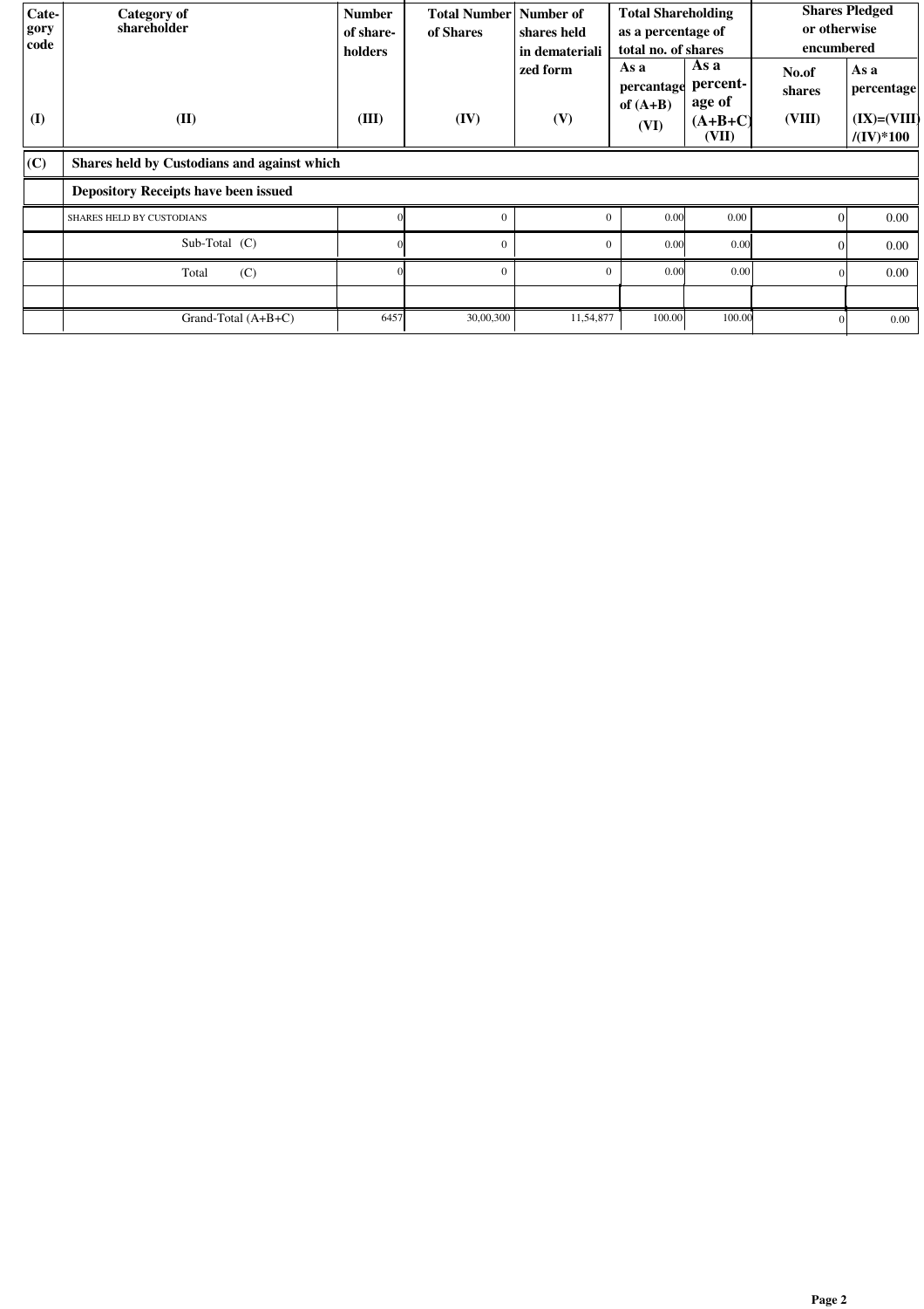| Cate-gory code (I) | Category of shareholder (II) | Number of share-holders (III) | Total Number of Shares (IV) | Number of shares held in dematerialized form (V) | Total Shareholding as a percentage of total no. of shares | | Shares Pledged or otherwise encumbered | |
|---|---|---|---|---|---|---|---|---|
| | | | | | As a percantage of (A+B) (VI) | As a percent-age of (A+B+C) (VII) | No.of shares (VIII) | As a percentage (IX)=(VIII)/(IV)*100 |
| **(C)** | **Shares held by Custodians and against which** | | | | | | | |
| | **Depository Receipts have been issued** | | | | | | | |
| | SHARES HELD BY CUSTODIANS | 0 | 0 | 0 | 0.00 | 0.00 | 0 | 0.00 |
| | Sub-Total (C) | 0 | 0 | 0 | 0.00 | 0.00 | 0 | 0.00 |
| | Total (C) | 0 | 0 | 0 | 0.00 | 0.00 | 0 | 0.00 |
| | | | | | | | | |
| | Grand-Total (A+B+C) | 6457 | 30,00,300 | 11,54,877 | 100.00 | 100.00 | 0 | 0.00 |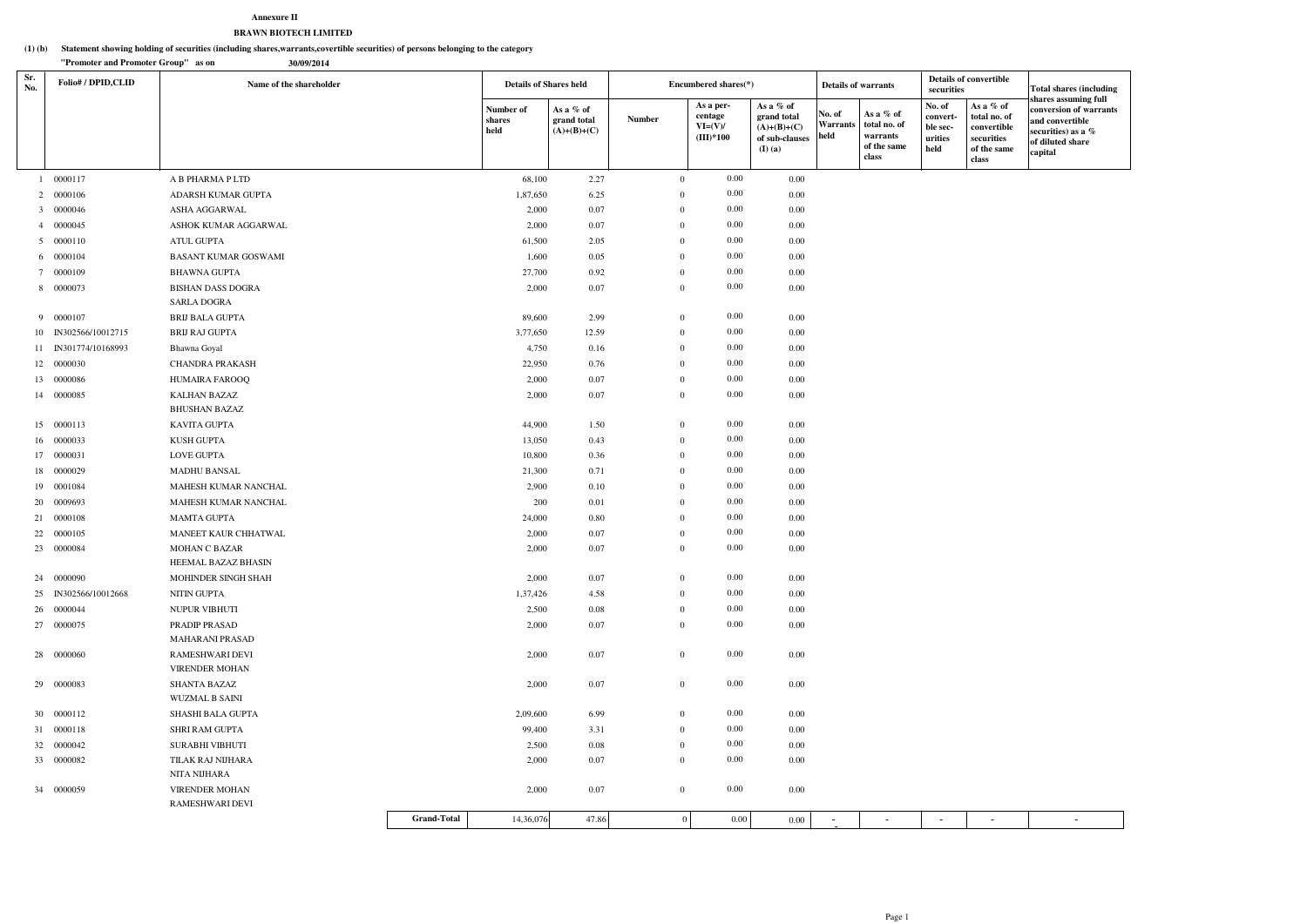**Annexure II**

**BRAWN BIOTECH LIMITED**

**(1) (b) Statement showing holding of securities (including shares,warrants,covertible securities) of persons belonging to the category "Promoter and Promoter Group" as on 30/09/2014**

| Sr. No. | Folio# / DPID,CLID | Name of the shareholder | Details of Shares held | | Encumbered shares(*) | | | Details of warrants | | Details of convertible securities | | Total shares (including shares assuming full conversion of warrants and convertible securities) as a % of diluted share capital |
|---|---|---|---|---|---|---|---|---|---|---|---|---|
| | | | Number of shares held | As a % of grand total (A)+(B)+(C) | Number | As a per-centage VI=(V)/(III)*100 | As a % of grand total (A)+(B)+(C) of sub-clauses (I) (a) | No. of Warrants held | As a % total no. of warrants of the same class | No. of convert-ble sec-urities held | As a % of total no. of convertible securities of the same class | |
| 1 | 0000117 | A B PHARMA P LTD | 68,100 | 2.27 | 0 | 0.00 | 0.00 | | | | | |
| 2 | 0000106 | ADARSH KUMAR GUPTA | 1,87,650 | 6.25 | 0 | 0.00 | 0.00 | | | | | |
| 3 | 0000046 | ASHA AGGARWAL | 2,000 | 0.07 | 0 | 0.00 | 0.00 | | | | | |
| 4 | 0000045 | ASHOK KUMAR AGGARWAL | 2,000 | 0.07 | 0 | 0.00 | 0.00 | | | | | |
| 5 | 0000110 | ATUL GUPTA | 61,500 | 2.05 | 0 | 0.00 | 0.00 | | | | | |
| 6 | 0000104 | BASANT KUMAR GOSWAMI | 1,600 | 0.05 | 0 | 0.00 | 0.00 | | | | | |
| 7 | 0000109 | BHAWNA GUPTA | 27,700 | 0.92 | 0 | 0.00 | 0.00 | | | | | |
| 8 | 0000073 | BISHAN DASS DOGRA<br>SARLA DOGRA | 2,000 | 0.07 | 0 | 0.00 | 0.00 | | | | | |
| 9 | 0000107 | BRIJ BALA GUPTA | 89,600 | 2.99 | 0 | 0.00 | 0.00 | | | | | |
| 10 | IN302566/10012715 | BRIJ RAJ GUPTA | 3,77,650 | 12.59 | 0 | 0.00 | 0.00 | | | | | |
| 11 | IN301774/10168993 | Bhawna Goyal | 4,750 | 0.16 | 0 | 0.00 | 0.00 | | | | | |
| 12 | 0000030 | CHANDRA PRAKASH | 22,950 | 0.76 | 0 | 0.00 | 0.00 | | | | | |
| 13 | 0000086 | HUMAIRA FAROOQ | 2,000 | 0.07 | 0 | 0.00 | 0.00 | | | | | |
| 14 | 0000085 | KALHAN BAZAZ<br>BHUSHAN BAZAZ | 2,000 | 0.07 | 0 | 0.00 | 0.00 | | | | | |
| 15 | 0000113 | KAVITA GUPTA | 44,900 | 1.50 | 0 | 0.00 | 0.00 | | | | | |
| 16 | 0000033 | KUSH GUPTA | 13,050 | 0.43 | 0 | 0.00 | 0.00 | | | | | |
| 17 | 0000031 | LOVE GUPTA | 10,800 | 0.36 | 0 | 0.00 | 0.00 | | | | | |
| 18 | 0000029 | MADHU BANSAL | 21,300 | 0.71 | 0 | 0.00 | 0.00 | | | | | |
| 19 | 0001084 | MAHESH KUMAR NANCHAL | 2,900 | 0.10 | 0 | 0.00 | 0.00 | | | | | |
| 20 | 0009693 | MAHESH KUMAR NANCHAL | 200 | 0.01 | 0 | 0.00 | 0.00 | | | | | |
| 21 | 0000108 | MAMTA GUPTA | 24,000 | 0.80 | 0 | 0.00 | 0.00 | | | | | |
| 22 | 0000105 | MANEET KAUR CHHATWAL | 2,000 | 0.07 | 0 | 0.00 | 0.00 | | | | | |
| 23 | 0000084 | MOHAN C BAZAR<br>HEEMAL BAZAZ BHASIN | 2,000 | 0.07 | 0 | 0.00 | 0.00 | | | | | |
| 24 | 0000090 | MOHINDER SINGH SHAH | 2,000 | 0.07 | 0 | 0.00 | 0.00 | | | | | |
| 25 | IN302566/10012668 | NITIN GUPTA | 1,37,426 | 4.58 | 0 | 0.00 | 0.00 | | | | | |
| 26 | 0000044 | NUPUR VIBHUTI | 2,500 | 0.08 | 0 | 0.00 | 0.00 | | | | | |
| 27 | 0000075 | PRADIP PRASAD<br>MAHARANI PRASAD | 2,000 | 0.07 | 0 | 0.00 | 0.00 | | | | | |
| 28 | 0000060 | RAMESHWARI DEVI<br>VIRENDER MOHAN | 2,000 | 0.07 | 0 | 0.00 | 0.00 | | | | | |
| 29 | 0000083 | SHANTA BAZAZ<br>WUZMAL B SAINI | 2,000 | 0.07 | 0 | 0.00 | 0.00 | | | | | |
| 30 | 0000112 | SHASHI BALA GUPTA | 2,09,600 | 6.99 | 0 | 0.00 | 0.00 | | | | | |
| 31 | 0000118 | SHRI RAM GUPTA | 99,400 | 3.31 | 0 | 0.00 | 0.00 | | | | | |
| 32 | 0000042 | SURABHI VIBHUTI | 2,500 | 0.08 | 0 | 0.00 | 0.00 | | | | | |
| 33 | 0000082 | TILAK RAJ NIJHARA<br>NITA NIJHARA | 2,000 | 0.07 | 0 | 0.00 | 0.00 | | | | | |
| 34 | 0000059 | VIRENDER MOHAN<br>RAMESHWARI DEVI | 2,000 | 0.07 | 0 | 0.00 | 0.00 | | | | | |
| | | **Grand-Total** | 14,36,076 | 47.86 | 0 | 0.00 | 0.00 | - | - | - | - | - |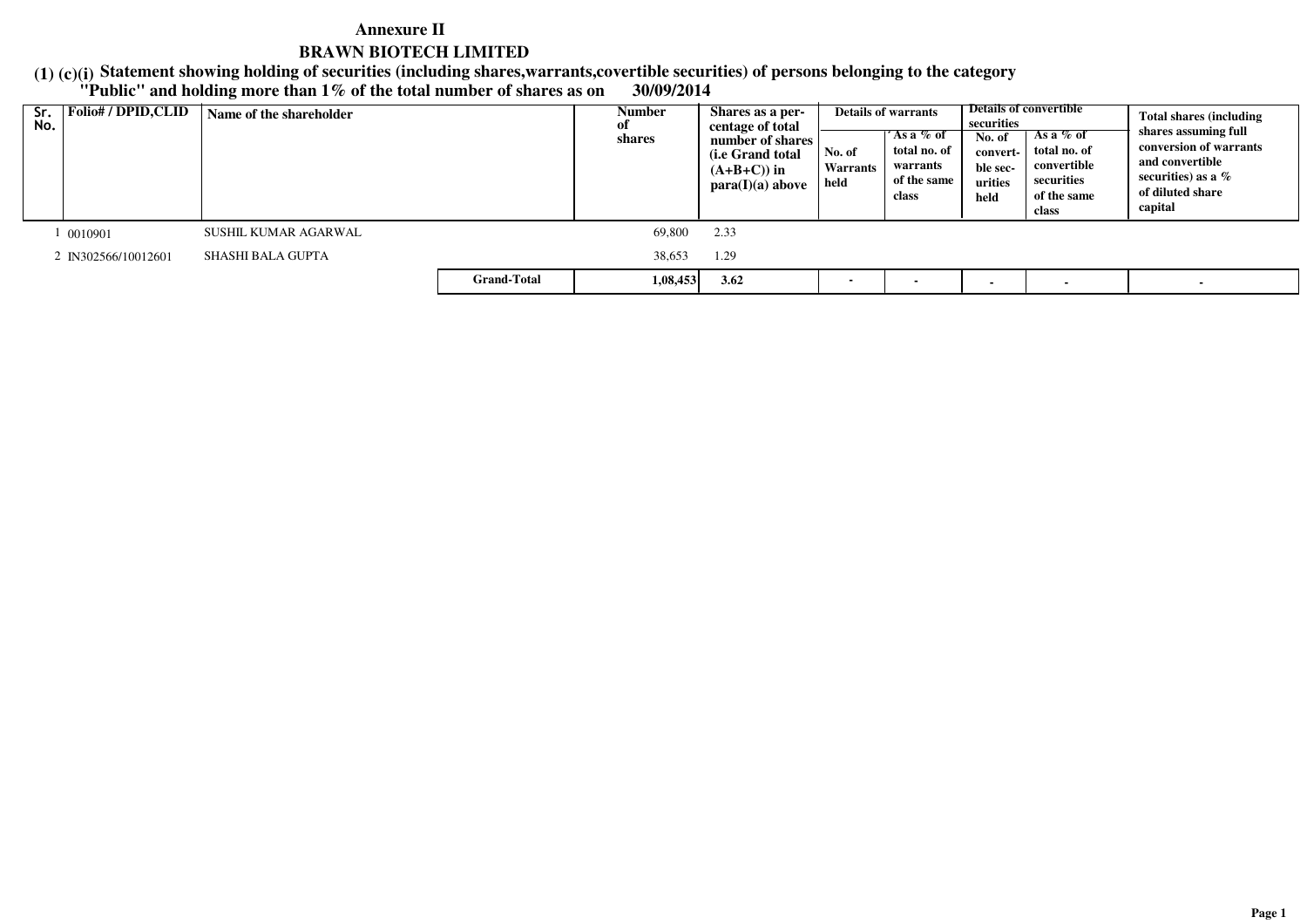# Annexure II

## BRAWN BIOTECH LIMITED

**(1) (c)(i) Statement showing holding of securities (including shares,warrants,covertible securities) of persons belonging to the category "Public" and holding more than 1% of the total number of shares as on 30/09/2014**

| Sr. No. | Folio# / DPID,CLID | Name of the shareholder | Number of shares | Shares as a percentage of total number of shares (i.e Grand total (A+B+C)) in para(I)(a) above | Details of warrants | | Details of convertible securities | | Total shares (including shares assuming full conversion of warrants and convertible securities) as a % of diluted share capital |
|---|---|---|---|---|---|---|---|---|---|
| | | | | | No. of Warrants held | As a % of total no. of warrants of the same class | No. of convertible securities held | As a % of total no. of convertible securities of the same class | |
| 1 | 0010901 | SUSHIL KUMAR AGARWAL | 69,800 | 2.33 | | | | | |
| 2 | IN302566/10012601 | SHASHI BALA GUPTA | 38,653 | 1.29 | | | | | |
| | | **Grand-Total** | **1,08,453** | **3.62** | - | - | - | - | - |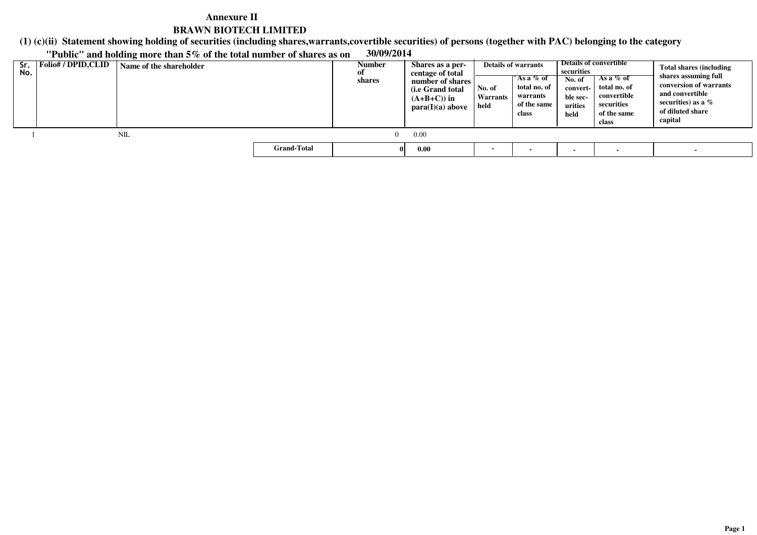**Annexure II**

**BRAWN BIOTECH LIMITED**

**(1) (c)(ii) Statement showing holding of securities (including shares,warrants,covertible securities) of persons (together with PAC) belonging to the category "Public" and holding more than 5% of the total number of shares as on 30/09/2014**

| Sr. No. | Folio# / DPID,CLID | Name of the shareholder | Number of shares | Shares as a per-centage of total number of shares (i.e Grand total (A+B+C)) in para(I)(a) above | Details of warrants | | Details of convertible securities | | Total shares (including shares assuming full conversion of warrants and convertible securities) as a % of diluted share capital |
|---|---|---|---|---|---|---|---|---|---|
| | | | | | No. of Warrants held | As a % of total no. of warrants of the same class | No. of convert-ble sec-urities held | As a % of total no. of convertible securities of the same class | |
| 1 | | NIL | 0 | 0.00 | | | | | |
| | | **Grand-Total** | **0** | **0.00** | - | - | - | - | - |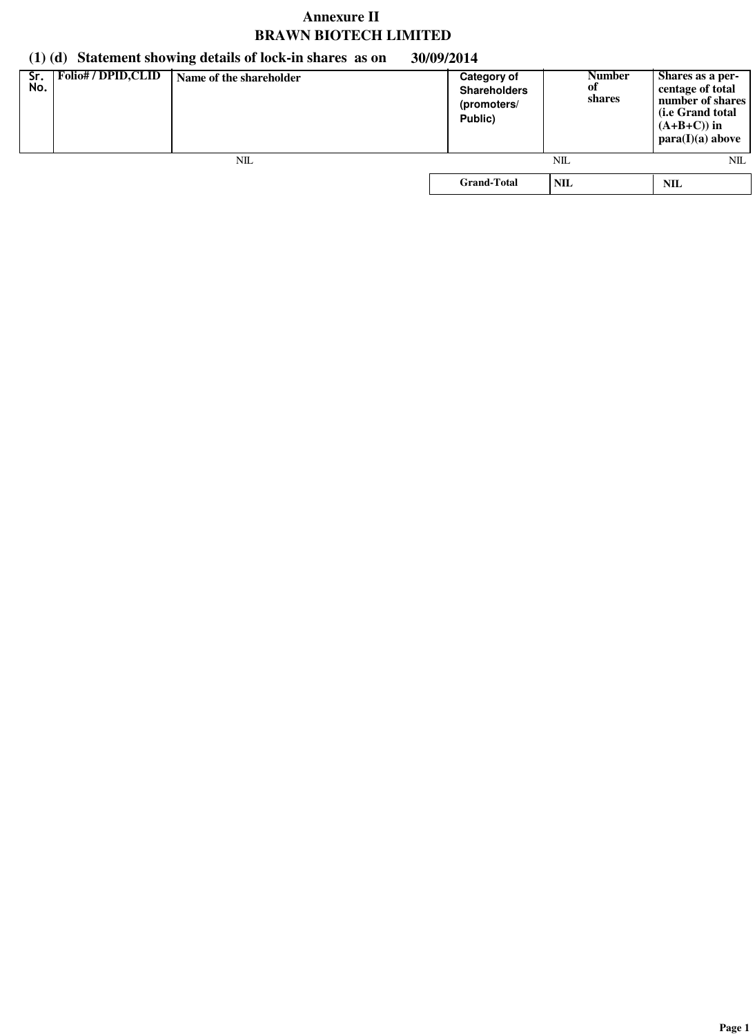# Annexure II

## BRAWN BIOTECH LIMITED

### (1) (d) Statement showing details of lock-in shares as on 30/09/2014

| Sr. No. | Folio# / DPID,CLID | Name of the shareholder | Category of Shareholders (promoters/ Public) | Number of shares | Shares as a percentage of total number of shares (i.e Grand total (A+B+C)) in para(I)(a) above |
|---|---|---|---|---|---|
| | | NIL | | NIL | NIL |
| | | | **Grand-Total** | **NIL** | **NIL** |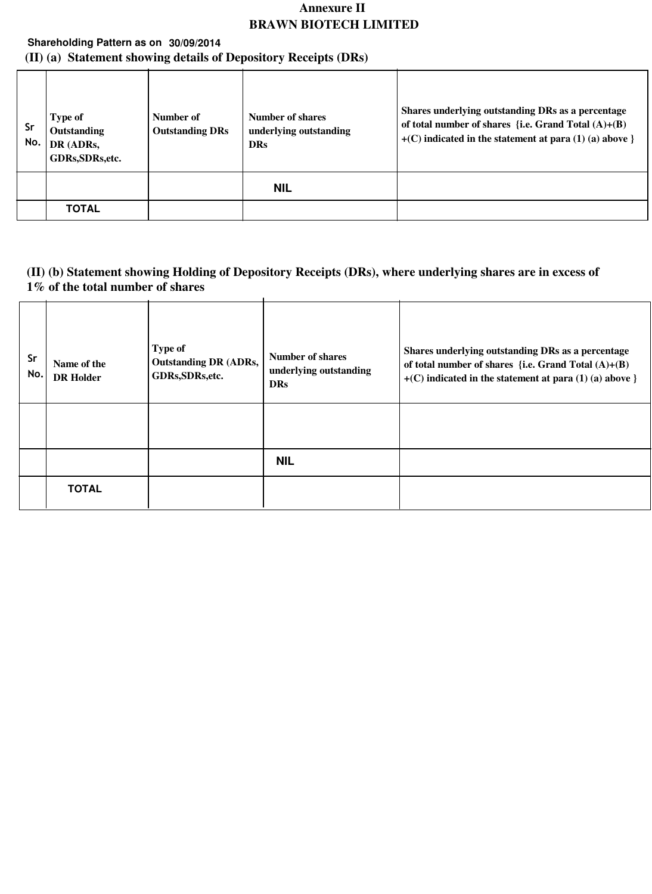# Annexure II

# BRAWN BIOTECH LIMITED

**Shareholding Pattern as on 30/09/2014**

## (II) (a) Statement showing details of Depository Receipts (DRs)

| Sr No. | Type of Outstanding DR (ADRs, GDRs,SDRs,etc. | Number of Outstanding DRs | Number of shares underlying outstanding DRs | Shares underlying outstanding DRs as a percentage of total number of shares {i.e. Grand Total (A)+(B)+(C) indicated in the statement at para (1) (a) above } |
|---|---|---|---|---|
| | | | NIL | |
| | TOTAL | | | |

## (II) (b) Statement showing Holding of Depository Receipts (DRs), where underlying shares are in excess of 1% of the total number of shares

| Sr No. | Name of the DR Holder | Type of Outstanding DR (ADRs, GDRs,SDRs,etc. | Number of shares underlying outstanding DRs | Shares underlying outstanding DRs as a percentage of total number of shares {i.e. Grand Total (A)+(B)+(C) indicated in the statement at para (1) (a) above } |
|---|---|---|---|---|
| | | | | |
| | | | NIL | |
| | TOTAL | | | |